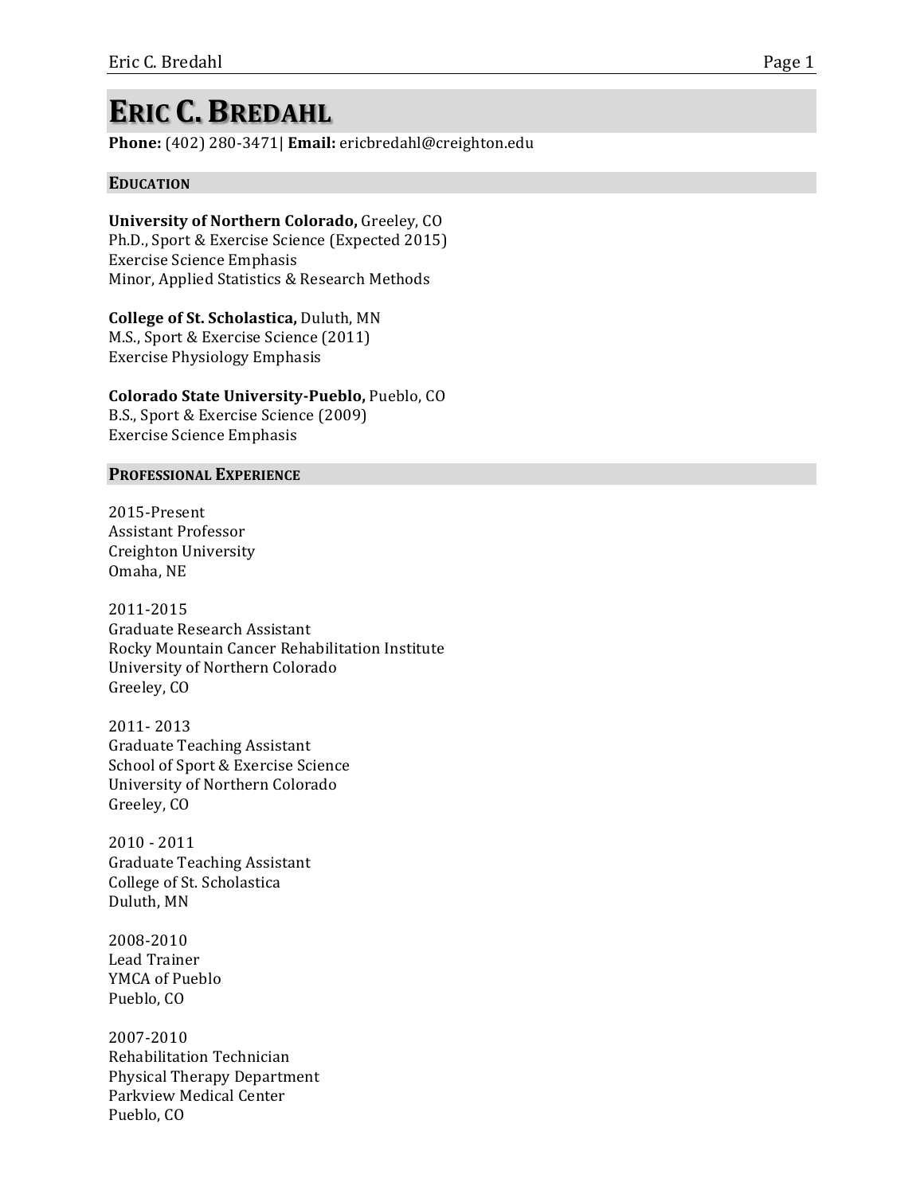# ERIC C. BREDAHL

**Phone:** (402) 280-3471| **Email:** ericbredahl@creighton.edu

## EDUCATION

**University of Northern Colorado,** Greeley, CO
Ph.D., Sport & Exercise Science (Expected 2015)
Exercise Science Emphasis
Minor, Applied Statistics & Research Methods

**College of St. Scholastica,** Duluth, MN
M.S., Sport & Exercise Science (2011)
Exercise Physiology Emphasis

**Colorado State University-Pueblo,** Pueblo, CO
B.S., Sport & Exercise Science (2009)
Exercise Science Emphasis

## PROFESSIONAL EXPERIENCE

2015-Present
Assistant Professor
Creighton University
Omaha, NE

2011-2015
Graduate Research Assistant
Rocky Mountain Cancer Rehabilitation Institute
University of Northern Colorado
Greeley, CO

2011- 2013
Graduate Teaching Assistant
School of Sport & Exercise Science
University of Northern Colorado
Greeley, CO

2010 - 2011
Graduate Teaching Assistant
College of St. Scholastica
Duluth, MN

2008-2010
Lead Trainer
YMCA of Pueblo
Pueblo, CO

2007-2010
Rehabilitation Technician
Physical Therapy Department
Parkview Medical Center
Pueblo, CO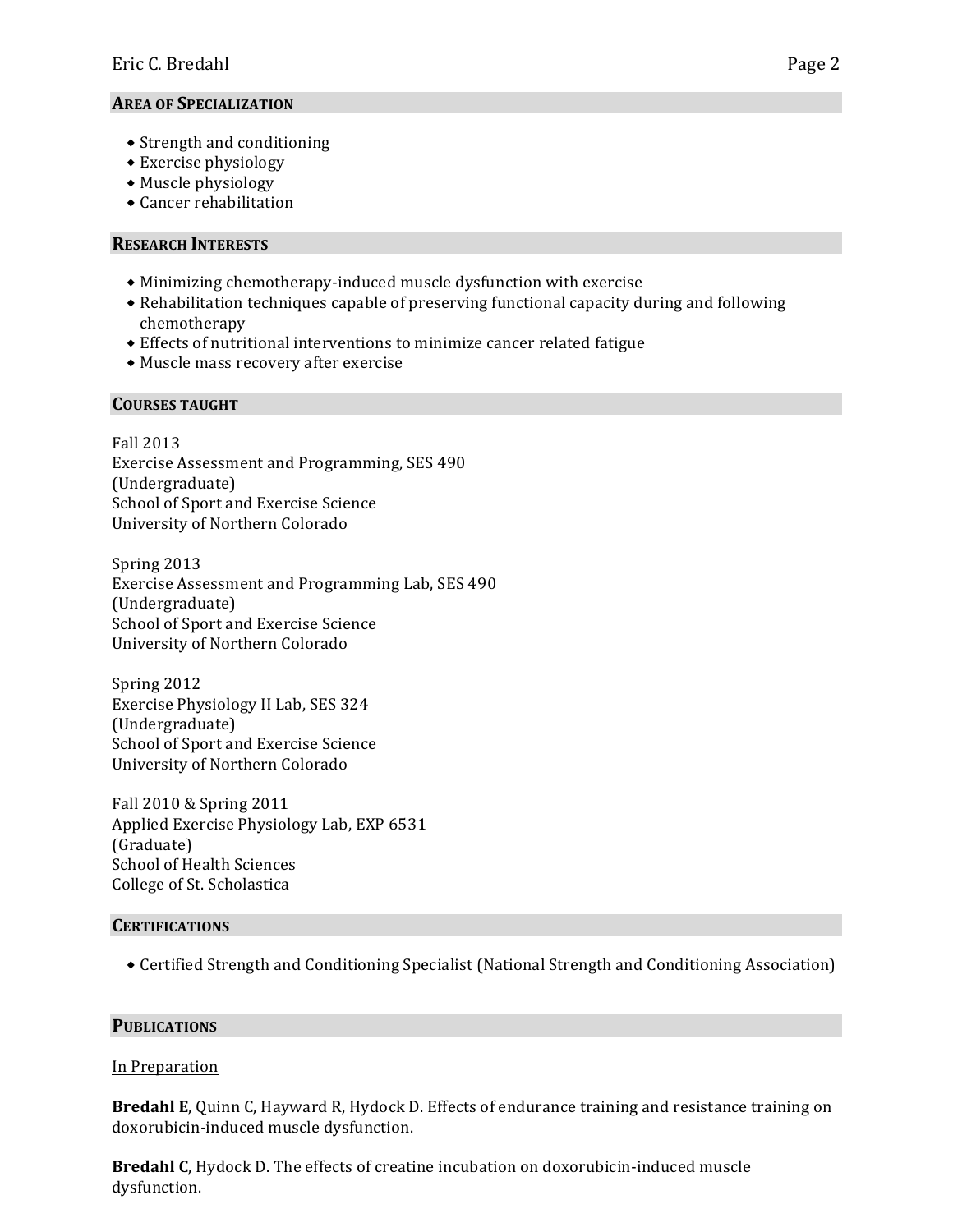## Area of Specialization

- Strength and conditioning
- Exercise physiology
- Muscle physiology
- Cancer rehabilitation

## Research Interests

- Minimizing chemotherapy-induced muscle dysfunction with exercise
- Rehabilitation techniques capable of preserving functional capacity during and following chemotherapy
- Effects of nutritional interventions to minimize cancer related fatigue
- Muscle mass recovery after exercise

## Courses taught

Fall 2013
Exercise Assessment and Programming, SES 490
(Undergraduate)
School of Sport and Exercise Science
University of Northern Colorado

Spring 2013
Exercise Assessment and Programming Lab, SES 490
(Undergraduate)
School of Sport and Exercise Science
University of Northern Colorado

Spring 2012
Exercise Physiology II Lab, SES 324
(Undergraduate)
School of Sport and Exercise Science
University of Northern Colorado

Fall 2010 & Spring 2011
Applied Exercise Physiology Lab, EXP 6531
(Graduate)
School of Health Sciences
College of St. Scholastica

## Certifications

- Certified Strength and Conditioning Specialist (National Strength and Conditioning Association)

## Publications

In Preparation

**Bredahl E**, Quinn C, Hayward R, Hydock D. Effects of endurance training and resistance training on doxorubicin-induced muscle dysfunction.

**Bredahl C**, Hydock D. The effects of creatine incubation on doxorubicin-induced muscle dysfunction.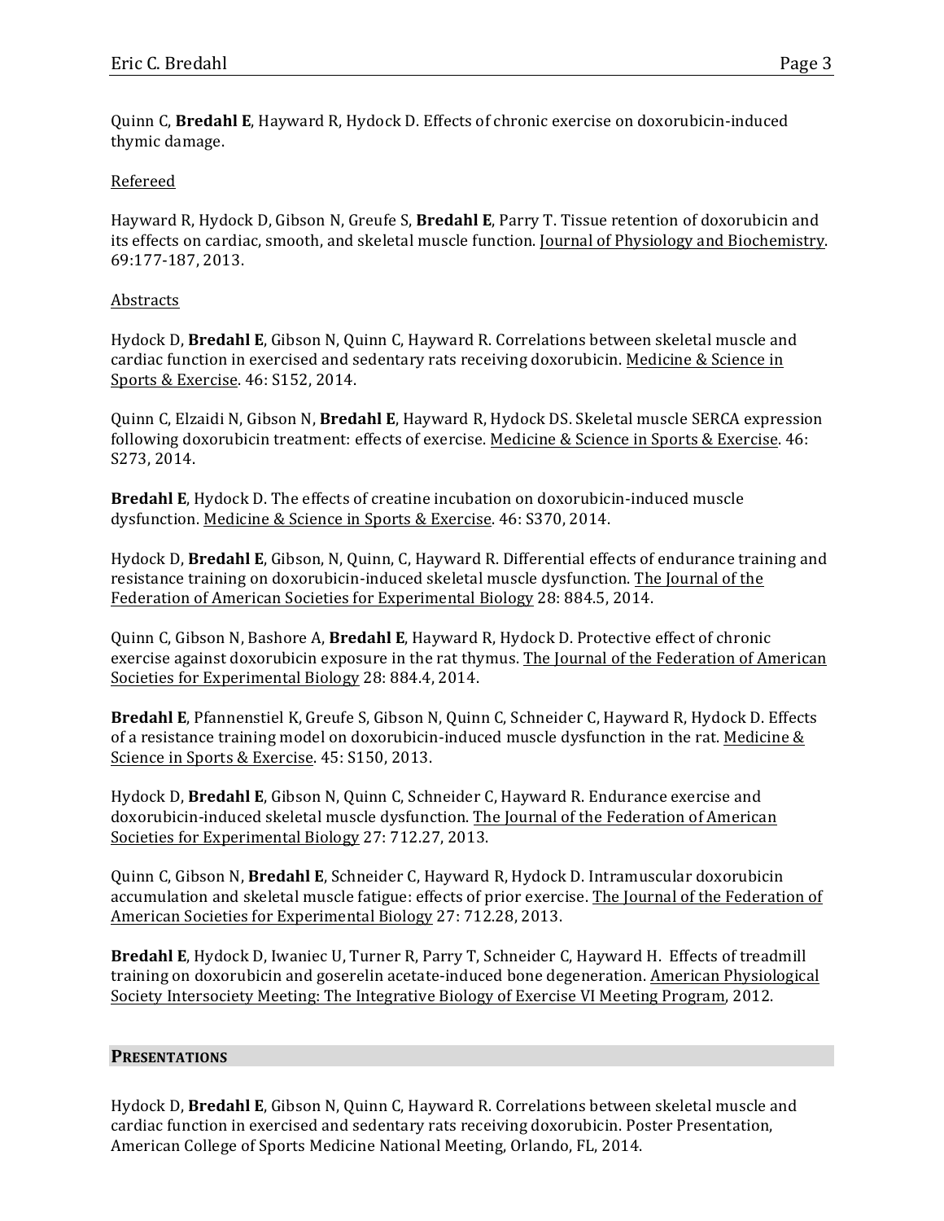Quinn C, **Bredahl E**, Hayward R, Hydock D. Effects of chronic exercise on doxorubicin-induced thymic damage.

Refereed

Hayward R, Hydock D, Gibson N, Greufe S, **Bredahl E**, Parry T. Tissue retention of doxorubicin and its effects on cardiac, smooth, and skeletal muscle function. Journal of Physiology and Biochemistry. 69:177-187, 2013.

Abstracts

Hydock D, **Bredahl E**, Gibson N, Quinn C, Hayward R. Correlations between skeletal muscle and cardiac function in exercised and sedentary rats receiving doxorubicin. Medicine & Science in Sports & Exercise. 46: S152, 2014.

Quinn C, Elzaidi N, Gibson N, **Bredahl E**, Hayward R, Hydock DS. Skeletal muscle SERCA expression following doxorubicin treatment: effects of exercise. Medicine & Science in Sports & Exercise. 46: S273, 2014.

**Bredahl E**, Hydock D. The effects of creatine incubation on doxorubicin-induced muscle dysfunction. Medicine & Science in Sports & Exercise. 46: S370, 2014.

Hydock D, **Bredahl E**, Gibson, N, Quinn, C, Hayward R. Differential effects of endurance training and resistance training on doxorubicin-induced skeletal muscle dysfunction. The Journal of the Federation of American Societies for Experimental Biology 28: 884.5, 2014.

Quinn C, Gibson N, Bashore A, **Bredahl E**, Hayward R, Hydock D. Protective effect of chronic exercise against doxorubicin exposure in the rat thymus. The Journal of the Federation of American Societies for Experimental Biology 28: 884.4, 2014.

**Bredahl E**, Pfannenstiel K, Greufe S, Gibson N, Quinn C, Schneider C, Hayward R, Hydock D. Effects of a resistance training model on doxorubicin-induced muscle dysfunction in the rat. Medicine & Science in Sports & Exercise. 45: S150, 2013.

Hydock D, **Bredahl E**, Gibson N, Quinn C, Schneider C, Hayward R. Endurance exercise and doxorubicin-induced skeletal muscle dysfunction. The Journal of the Federation of American Societies for Experimental Biology 27: 712.27, 2013.

Quinn C, Gibson N, **Bredahl E**, Schneider C, Hayward R, Hydock D. Intramuscular doxorubicin accumulation and skeletal muscle fatigue: effects of prior exercise. The Journal of the Federation of American Societies for Experimental Biology 27: 712.28, 2013.

**Bredahl E**, Hydock D, Iwaniec U, Turner R, Parry T, Schneider C, Hayward H. Effects of treadmill training on doxorubicin and goserelin acetate-induced bone degeneration. American Physiological Society Intersociety Meeting: The Integrative Biology of Exercise VI Meeting Program, 2012.

## PRESENTATIONS

Hydock D, **Bredahl E**, Gibson N, Quinn C, Hayward R. Correlations between skeletal muscle and cardiac function in exercised and sedentary rats receiving doxorubicin. Poster Presentation, American College of Sports Medicine National Meeting, Orlando, FL, 2014.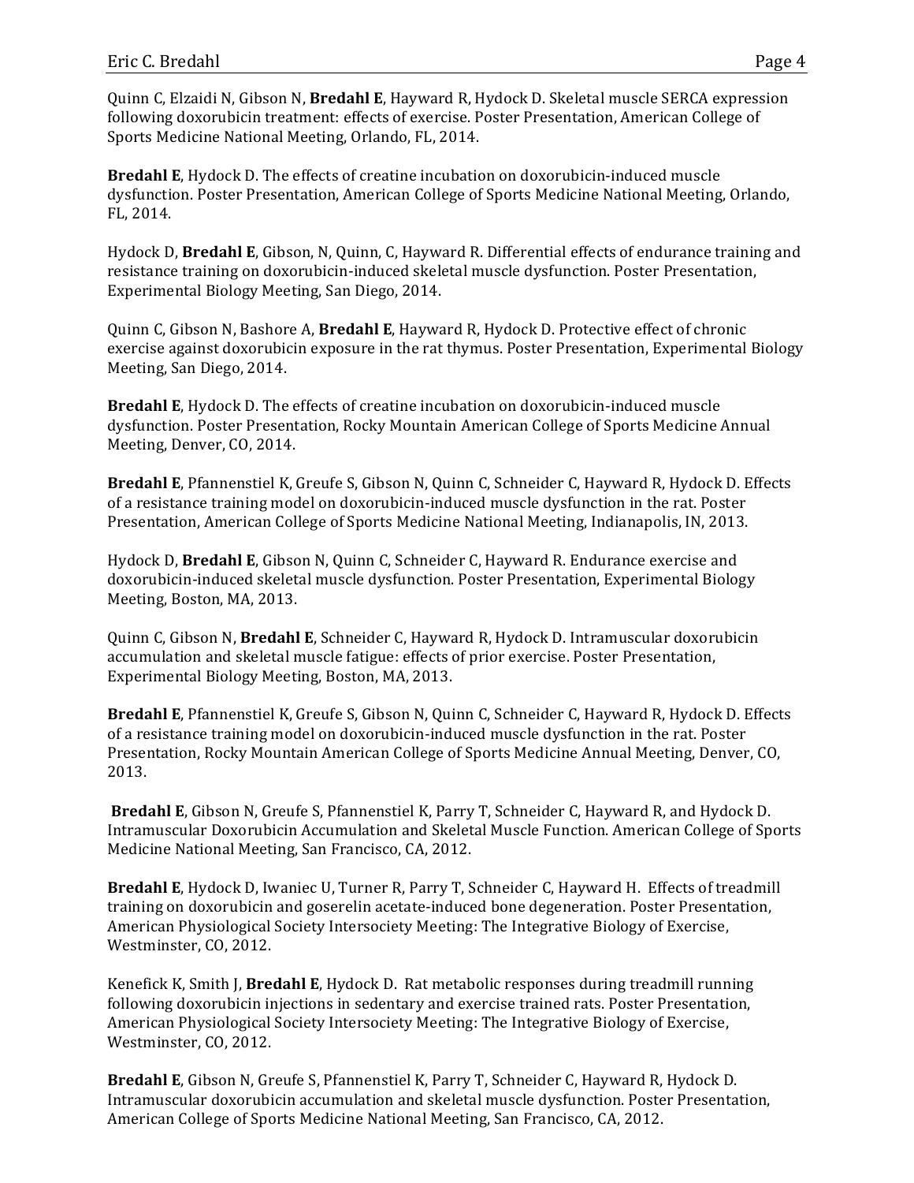Quinn C, Elzaidi N, Gibson N, **Bredahl E**, Hayward R, Hydock D. Skeletal muscle SERCA expression following doxorubicin treatment: effects of exercise. Poster Presentation, American College of Sports Medicine National Meeting, Orlando, FL, 2014.

**Bredahl E**, Hydock D. The effects of creatine incubation on doxorubicin-induced muscle dysfunction. Poster Presentation, American College of Sports Medicine National Meeting, Orlando, FL, 2014.

Hydock D, **Bredahl E**, Gibson, N, Quinn, C, Hayward R. Differential effects of endurance training and resistance training on doxorubicin-induced skeletal muscle dysfunction. Poster Presentation, Experimental Biology Meeting, San Diego, 2014.

Quinn C, Gibson N, Bashore A, **Bredahl E**, Hayward R, Hydock D. Protective effect of chronic exercise against doxorubicin exposure in the rat thymus. Poster Presentation, Experimental Biology Meeting, San Diego, 2014.

**Bredahl E**, Hydock D. The effects of creatine incubation on doxorubicin-induced muscle dysfunction. Poster Presentation, Rocky Mountain American College of Sports Medicine Annual Meeting, Denver, CO, 2014.

**Bredahl E**, Pfannenstiel K, Greufe S, Gibson N, Quinn C, Schneider C, Hayward R, Hydock D. Effects of a resistance training model on doxorubicin-induced muscle dysfunction in the rat. Poster Presentation, American College of Sports Medicine National Meeting, Indianapolis, IN, 2013.

Hydock D, **Bredahl E**, Gibson N, Quinn C, Schneider C, Hayward R. Endurance exercise and doxorubicin-induced skeletal muscle dysfunction. Poster Presentation, Experimental Biology Meeting, Boston, MA, 2013.

Quinn C, Gibson N, **Bredahl E**, Schneider C, Hayward R, Hydock D. Intramuscular doxorubicin accumulation and skeletal muscle fatigue: effects of prior exercise. Poster Presentation, Experimental Biology Meeting, Boston, MA, 2013.

**Bredahl E**, Pfannenstiel K, Greufe S, Gibson N, Quinn C, Schneider C, Hayward R, Hydock D. Effects of a resistance training model on doxorubicin-induced muscle dysfunction in the rat. Poster Presentation, Rocky Mountain American College of Sports Medicine Annual Meeting, Denver, CO, 2013.

**Bredahl E**, Gibson N, Greufe S, Pfannenstiel K, Parry T, Schneider C, Hayward R, and Hydock D. Intramuscular Doxorubicin Accumulation and Skeletal Muscle Function. American College of Sports Medicine National Meeting, San Francisco, CA, 2012.

**Bredahl E**, Hydock D, Iwaniec U, Turner R, Parry T, Schneider C, Hayward H. Effects of treadmill training on doxorubicin and goserelin acetate-induced bone degeneration. Poster Presentation, American Physiological Society Intersociety Meeting: The Integrative Biology of Exercise, Westminster, CO, 2012.

Kenefick K, Smith J, **Bredahl E**, Hydock D. Rat metabolic responses during treadmill running following doxorubicin injections in sedentary and exercise trained rats. Poster Presentation, American Physiological Society Intersociety Meeting: The Integrative Biology of Exercise, Westminster, CO, 2012.

**Bredahl E**, Gibson N, Greufe S, Pfannenstiel K, Parry T, Schneider C, Hayward R, Hydock D. Intramuscular doxorubicin accumulation and skeletal muscle dysfunction. Poster Presentation, American College of Sports Medicine National Meeting, San Francisco, CA, 2012.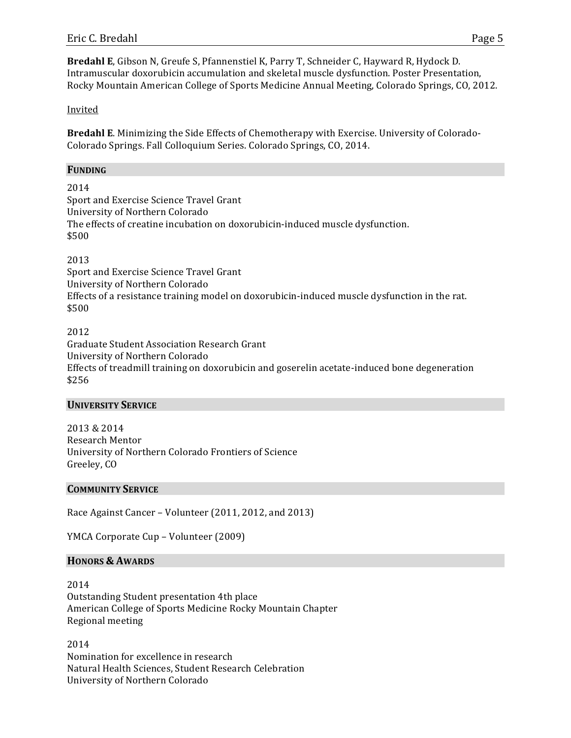**Bredahl E**, Gibson N, Greufe S, Pfannenstiel K, Parry T, Schneider C, Hayward R, Hydock D. Intramuscular doxorubicin accumulation and skeletal muscle dysfunction. Poster Presentation, Rocky Mountain American College of Sports Medicine Annual Meeting, Colorado Springs, CO, 2012.

Invited

**Bredahl E**. Minimizing the Side Effects of Chemotherapy with Exercise. University of Colorado-Colorado Springs. Fall Colloquium Series. Colorado Springs, CO, 2014.

## FUNDING

2014
Sport and Exercise Science Travel Grant
University of Northern Colorado
The effects of creatine incubation on doxorubicin-induced muscle dysfunction.
$500

2013
Sport and Exercise Science Travel Grant
University of Northern Colorado
Effects of a resistance training model on doxorubicin-induced muscle dysfunction in the rat.
$500

2012
Graduate Student Association Research Grant
University of Northern Colorado
Effects of treadmill training on doxorubicin and goserelin acetate-induced bone degeneration
$256

## UNIVERSITY SERVICE

2013 & 2014
Research Mentor
University of Northern Colorado Frontiers of Science
Greeley, CO

## COMMUNITY SERVICE

Race Against Cancer – Volunteer (2011, 2012, and 2013)

YMCA Corporate Cup – Volunteer (2009)

## HONORS & AWARDS

2014
Outstanding Student presentation 4th place
American College of Sports Medicine Rocky Mountain Chapter
Regional meeting

2014
Nomination for excellence in research
Natural Health Sciences, Student Research Celebration
University of Northern Colorado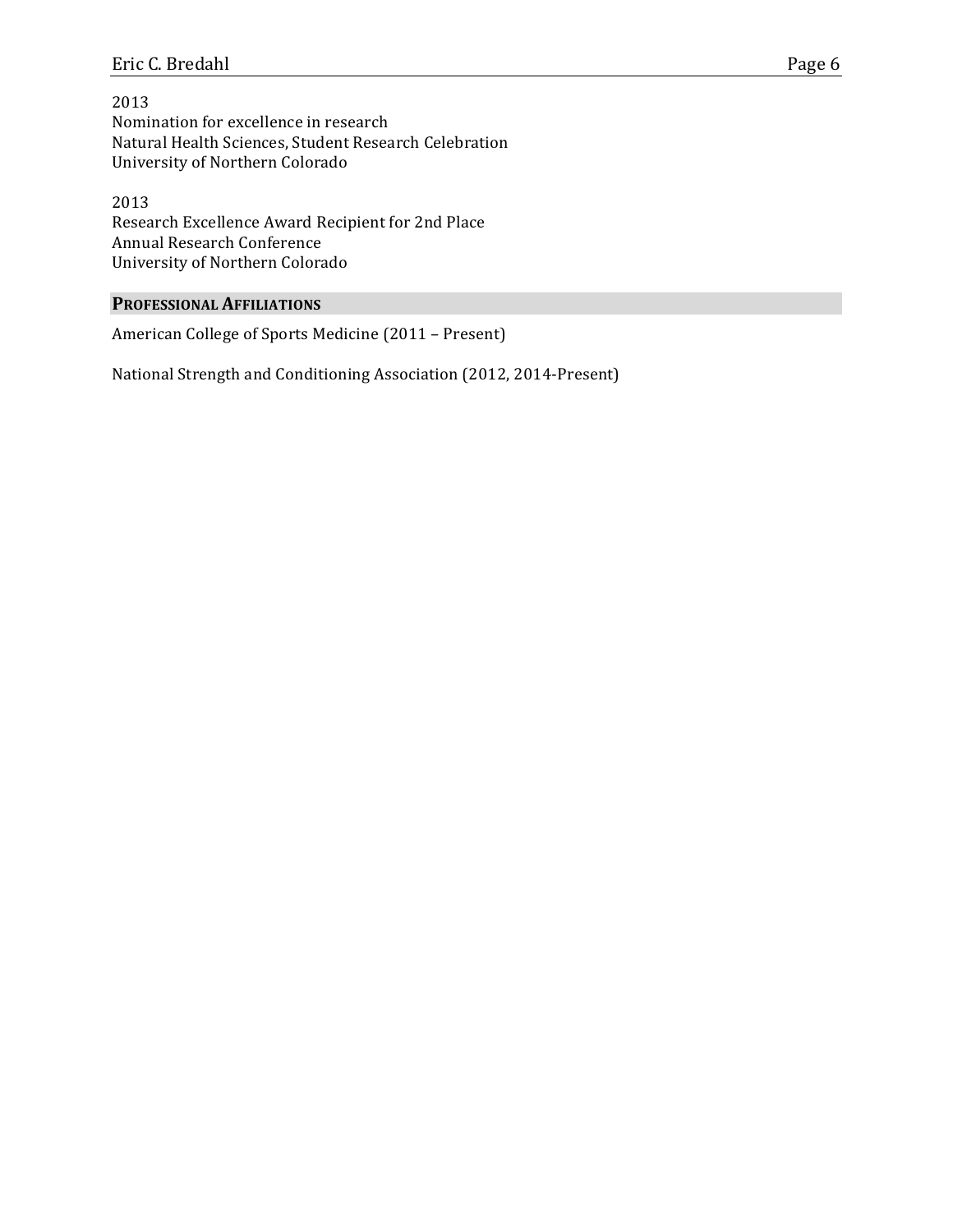2013
Nomination for excellence in research
Natural Health Sciences, Student Research Celebration
University of Northern Colorado

2013
Research Excellence Award Recipient for 2nd Place
Annual Research Conference
University of Northern Colorado

## PROFESSIONAL AFFILIATIONS

American College of Sports Medicine (2011 – Present)

National Strength and Conditioning Association (2012, 2014-Present)